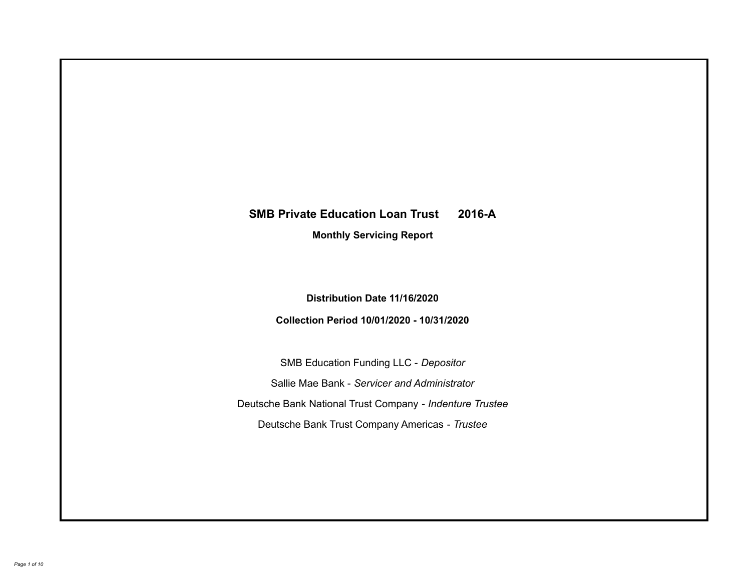# SMB Private Education Loan Trust 2016-A

## Monthly Servicing Report

**Distribution Date 11/16/2020**

**Collection Period 10/01/2020 - 10/31/2020**

SMB Education Funding LLC - *Depositor*

Sallie Mae Bank - *Servicer and Administrator*

Deutsche Bank National Trust Company - *Indenture Trustee*

Deutsche Bank Trust Company Americas - *Trustee*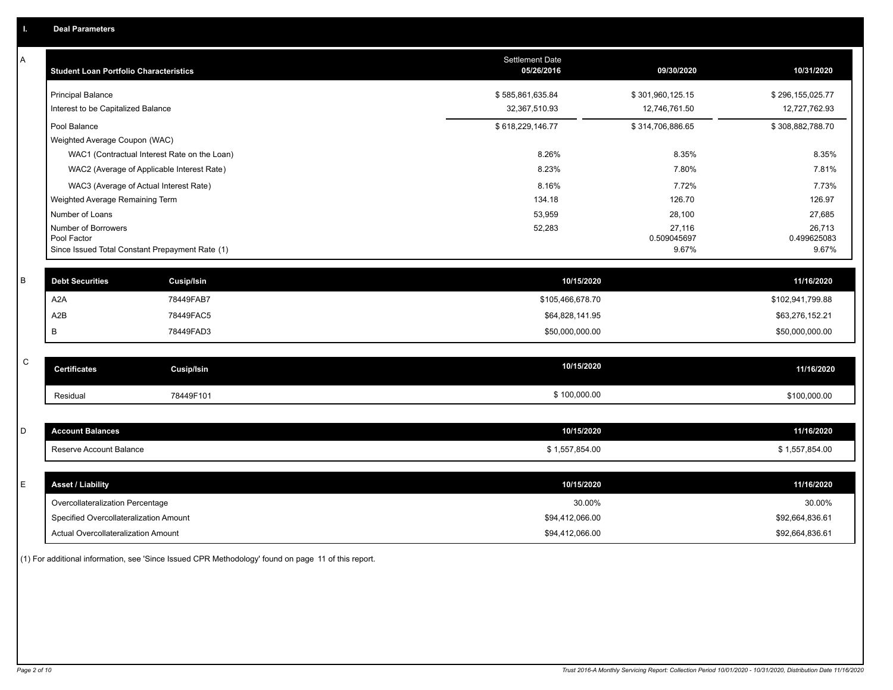## I. Deal Parameters

### A

| Student Loan Portfolio Characteristics | Settlement Date 05/26/2016 | 09/30/2020 | 10/31/2020 |
|---|---|---|---|
| Principal Balance | $ 585,861,635.84 | $ 301,960,125.15 | $ 296,155,025.77 |
| Interest to be Capitalized Balance | 32,367,510.93 | 12,746,761.50 | 12,727,762.93 |
| Pool Balance | $ 618,229,146.77 | $ 314,706,886.65 | $ 308,882,788.70 |
| Weighted Average Coupon (WAC) | | | |
| WAC1 (Contractual Interest Rate on the Loan) | 8.26% | 8.35% | 8.35% |
| WAC2 (Average of Applicable Interest Rate) | 8.23% | 7.80% | 7.81% |
| WAC3 (Average of Actual Interest Rate) | 8.16% | 7.72% | 7.73% |
| Weighted Average Remaining Term | 134.18 | 126.70 | 126.97 |
| Number of Loans | 53,959 | 28,100 | 27,685 |
| Number of Borrowers | 52,283 | 27,116 | 26,713 |
| Pool Factor | | 0.509045697 | 0.499625083 |
| Since Issued Total Constant Prepayment Rate (1) | | 9.67% | 9.67% |

### B

| Debt Securities | Cusip/Isin | 10/15/2020 | 11/16/2020 |
|---|---|---|---|
| A2A | 78449FAB7 | $105,466,678.70 | $102,941,799.88 |
| A2B | 78449FAC5 | $64,828,141.95 | $63,276,152.21 |
| B | 78449FAD3 | $50,000,000.00 | $50,000,000.00 |

### C

| Certificates | Cusip/Isin | 10/15/2020 | 11/16/2020 |
|---|---|---|---|
| Residual | 78449F101 | $ 100,000.00 | $100,000.00 |

### D

| Account Balances | 10/15/2020 | 11/16/2020 |
|---|---|---|
| Reserve Account Balance | $ 1,557,854.00 | $ 1,557,854.00 |

### E

| Asset / Liability | 10/15/2020 | 11/16/2020 |
|---|---|---|
| Overcollateralization Percentage | 30.00% | 30.00% |
| Specified Overcollateralization Amount | $94,412,066.00 | $92,664,836.61 |
| Actual Overcollateralization Amount | $94,412,066.00 | $92,664,836.61 |

(1) For additional information, see 'Since Issued CPR Methodology' found on page 11 of this report.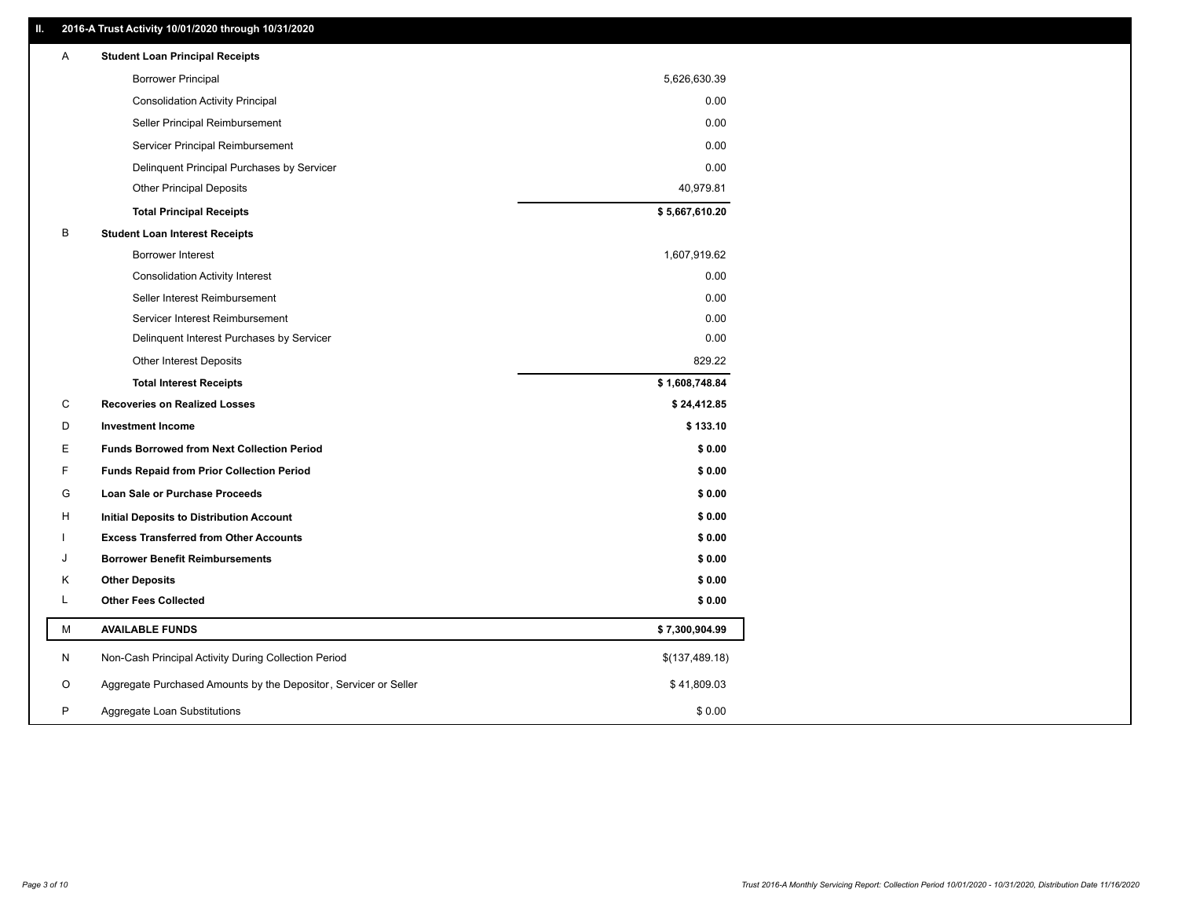## II. 2016-A Trust Activity 10/01/2020 through 10/31/2020

| | | |
|---|---|---|
| A | **Student Loan Principal Receipts** | |
| | Borrower Principal | 5,626,630.39 |
| | Consolidation Activity Principal | 0.00 |
| | Seller Principal Reimbursement | 0.00 |
| | Servicer Principal Reimbursement | 0.00 |
| | Delinquent Principal Purchases by Servicer | 0.00 |
| | Other Principal Deposits | 40,979.81 |
| | **Total Principal Receipts** | **$ 5,667,610.20** |
| B | **Student Loan Interest Receipts** | |
| | Borrower Interest | 1,607,919.62 |
| | Consolidation Activity Interest | 0.00 |
| | Seller Interest Reimbursement | 0.00 |
| | Servicer Interest Reimbursement | 0.00 |
| | Delinquent Interest Purchases by Servicer | 0.00 |
| | Other Interest Deposits | 829.22 |
| | **Total Interest Receipts** | **$ 1,608,748.84** |
| C | **Recoveries on Realized Losses** | **$ 24,412.85** |
| D | **Investment Income** | **$ 133.10** |
| E | **Funds Borrowed from Next Collection Period** | **$ 0.00** |
| F | **Funds Repaid from Prior Collection Period** | **$ 0.00** |
| G | **Loan Sale or Purchase Proceeds** | **$ 0.00** |
| H | **Initial Deposits to Distribution Account** | **$ 0.00** |
| I | **Excess Transferred from Other Accounts** | **$ 0.00** |
| J | **Borrower Benefit Reimbursements** | **$ 0.00** |
| K | **Other Deposits** | **$ 0.00** |
| L | **Other Fees Collected** | **$ 0.00** |
| M | **AVAILABLE FUNDS** | **$ 7,300,904.99** |
| N | Non-Cash Principal Activity During Collection Period | $(137,489.18) |
| O | Aggregate Purchased Amounts by the Depositor, Servicer or Seller | $ 41,809.03 |
| P | Aggregate Loan Substitutions | $ 0.00 |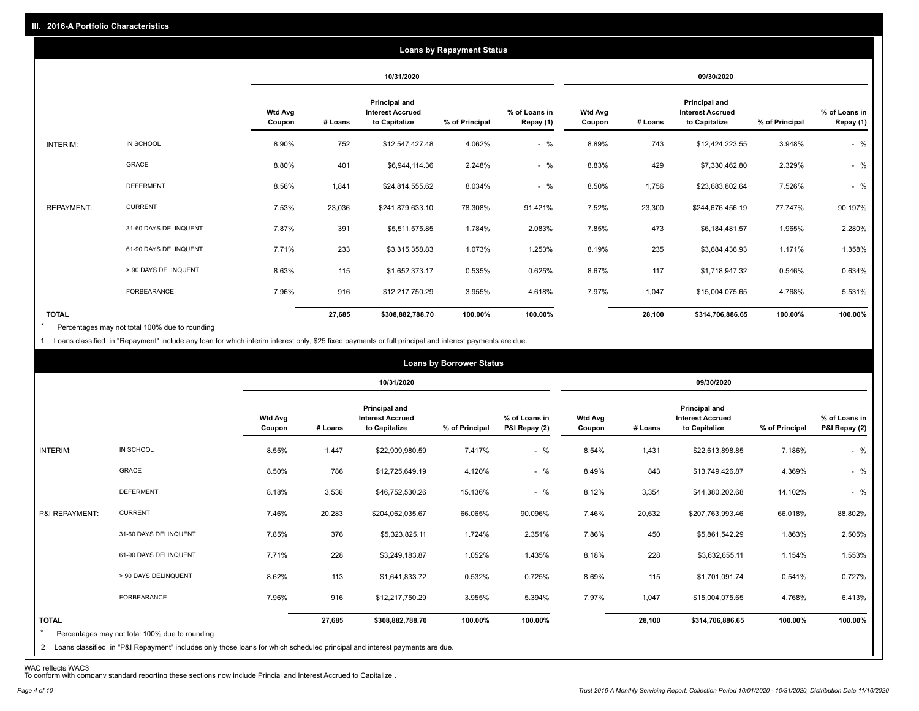## III. 2016-A Portfolio Characteristics

### Loans by Repayment Status

| | | 10/31/2020 | | | | | 09/30/2020 | | | | |
|---|---|---|---|---|---|---|---|---|---|---|---|
| | | Wtd Avg Coupon | # Loans | Principal and Interest Accrued to Capitalize | % of Principal | % of Loans in Repay (1) | Wtd Avg Coupon | # Loans | Principal and Interest Accrued to Capitalize | % of Principal | % of Loans in Repay (1) |
| INTERIM: | IN SCHOOL | 8.90% | 752 | $12,547,427.48 | 4.062% | - % | 8.89% | 743 | $12,424,223.55 | 3.948% | - % |
| | GRACE | 8.80% | 401 | $6,944,114.36 | 2.248% | - % | 8.83% | 429 | $7,330,462.80 | 2.329% | - % |
| | DEFERMENT | 8.56% | 1,841 | $24,814,555.62 | 8.034% | - % | 8.50% | 1,756 | $23,683,802.64 | 7.526% | - % |
| REPAYMENT: | CURRENT | 7.53% | 23,036 | $241,879,633.10 | 78.308% | 91.421% | 7.52% | 23,300 | $244,676,456.19 | 77.747% | 90.197% |
| | 31-60 DAYS DELINQUENT | 7.87% | 391 | $5,511,575.85 | 1.784% | 2.083% | 7.85% | 473 | $6,184,481.57 | 1.965% | 2.280% |
| | 61-90 DAYS DELINQUENT | 7.71% | 233 | $3,315,358.83 | 1.073% | 1.253% | 8.19% | 235 | $3,684,436.93 | 1.171% | 1.358% |
| | > 90 DAYS DELINQUENT | 8.63% | 115 | $1,652,373.17 | 0.535% | 0.625% | 8.67% | 117 | $1,718,947.32 | 0.546% | 0.634% |
| | FORBEARANCE | 7.96% | 916 | $12,217,750.29 | 3.955% | 4.618% | 7.97% | 1,047 | $15,004,075.65 | 4.768% | 5.531% |
| TOTAL | | | 27,685 | $308,882,788.70 | 100.00% | 100.00% | | 28,100 | $314,706,886.65 | 100.00% | 100.00% |

* Percentages may not total 100% due to rounding

1 Loans classified in "Repayment" include any loan for which interim interest only, $25 fixed payments or full principal and interest payments are due.

### Loans by Borrower Status

| | | 10/31/2020 | | | | | 09/30/2020 | | | | |
|---|---|---|---|---|---|---|---|---|---|---|---|
| | | Wtd Avg Coupon | # Loans | Principal and Interest Accrued to Capitalize | % of Principal | % of Loans in P&I Repay (2) | Wtd Avg Coupon | # Loans | Principal and Interest Accrued to Capitalize | % of Principal | % of Loans in P&I Repay (2) |
| INTERIM: | IN SCHOOL | 8.55% | 1,447 | $22,909,980.59 | 7.417% | - % | 8.54% | 1,431 | $22,613,898.85 | 7.186% | - % |
| | GRACE | 8.50% | 786 | $12,725,649.19 | 4.120% | - % | 8.49% | 843 | $13,749,426.87 | 4.369% | - % |
| | DEFERMENT | 8.18% | 3,536 | $46,752,530.26 | 15.136% | - % | 8.12% | 3,354 | $44,380,202.68 | 14.102% | - % |
| P&I REPAYMENT: | CURRENT | 7.46% | 20,283 | $204,062,035.67 | 66.065% | 90.096% | 7.46% | 20,632 | $207,763,993.46 | 66.018% | 88.802% |
| | 31-60 DAYS DELINQUENT | 7.85% | 376 | $5,323,825.11 | 1.724% | 2.351% | 7.86% | 450 | $5,861,542.29 | 1.863% | 2.505% |
| | 61-90 DAYS DELINQUENT | 7.71% | 228 | $3,249,183.87 | 1.052% | 1.435% | 8.18% | 228 | $3,632,655.11 | 1.154% | 1.553% |
| | > 90 DAYS DELINQUENT | 8.62% | 113 | $1,641,833.72 | 0.532% | 0.725% | 8.69% | 115 | $1,701,091.74 | 0.541% | 0.727% |
| | FORBEARANCE | 7.96% | 916 | $12,217,750.29 | 3.955% | 5.394% | 7.97% | 1,047 | $15,004,075.65 | 4.768% | 6.413% |
| TOTAL | | | 27,685 | $308,882,788.70 | 100.00% | 100.00% | | 28,100 | $314,706,886.65 | 100.00% | 100.00% |

* Percentages may not total 100% due to rounding

2 Loans classified in "P&I Repayment" includes only those loans for which scheduled principal and interest payments are due.

WAC reflects WAC3

To conform with company standard reporting these sections now include Princial and Interest Accrued to Capitalize .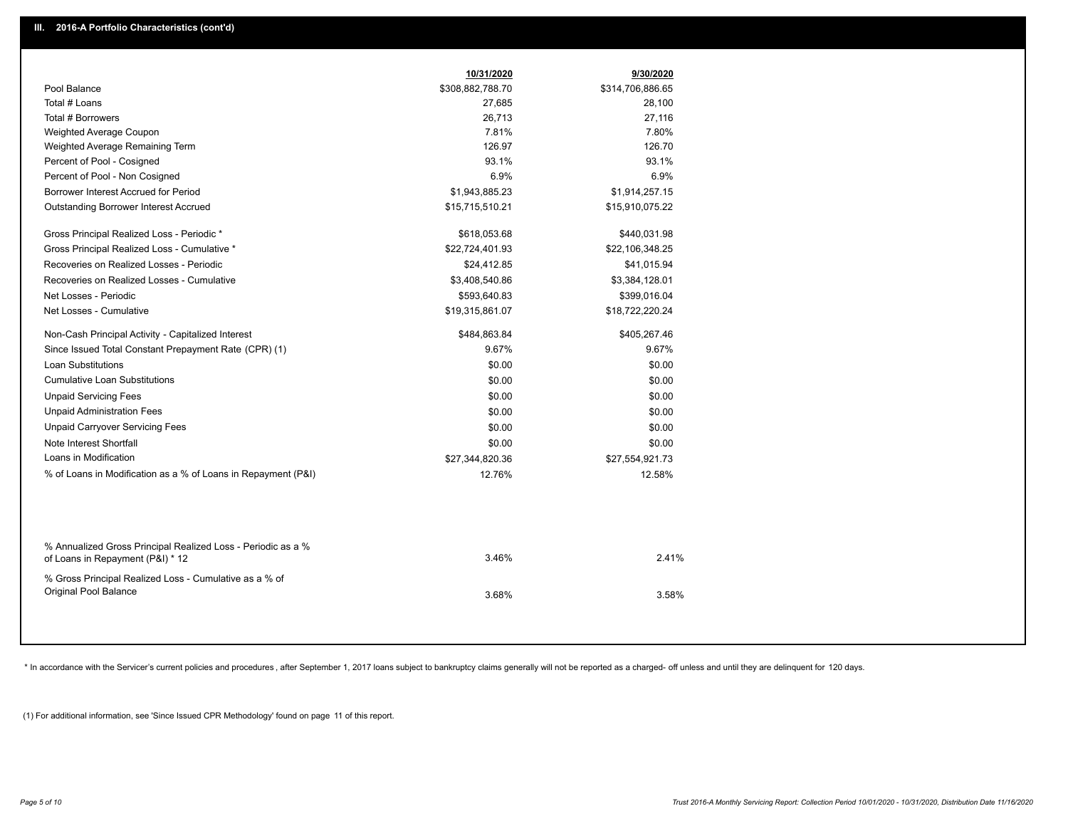## III. 2016-A Portfolio Characteristics (cont'd)

| | 10/31/2020 | 9/30/2020 |
|---|---|---|
| Pool Balance | $308,882,788.70 | $314,706,886.65 |
| Total # Loans | 27,685 | 28,100 |
| Total # Borrowers | 26,713 | 27,116 |
| Weighted Average Coupon | 7.81% | 7.80% |
| Weighted Average Remaining Term | 126.97 | 126.70 |
| Percent of Pool - Cosigned | 93.1% | 93.1% |
| Percent of Pool - Non Cosigned | 6.9% | 6.9% |
| Borrower Interest Accrued for Period | $1,943,885.23 | $1,914,257.15 |
| Outstanding Borrower Interest Accrued | $15,715,510.21 | $15,910,075.22 |
| Gross Principal Realized Loss - Periodic * | $618,053.68 | $440,031.98 |
| Gross Principal Realized Loss - Cumulative * | $22,724,401.93 | $22,106,348.25 |
| Recoveries on Realized Losses - Periodic | $24,412.85 | $41,015.94 |
| Recoveries on Realized Losses - Cumulative | $3,408,540.86 | $3,384,128.01 |
| Net Losses - Periodic | $593,640.83 | $399,016.04 |
| Net Losses - Cumulative | $19,315,861.07 | $18,722,220.24 |
| Non-Cash Principal Activity - Capitalized Interest | $484,863.84 | $405,267.46 |
| Since Issued Total Constant Prepayment Rate (CPR) (1) | 9.67% | 9.67% |
| Loan Substitutions | $0.00 | $0.00 |
| Cumulative Loan Substitutions | $0.00 | $0.00 |
| Unpaid Servicing Fees | $0.00 | $0.00 |
| Unpaid Administration Fees | $0.00 | $0.00 |
| Unpaid Carryover Servicing Fees | $0.00 | $0.00 |
| Note Interest Shortfall | $0.00 | $0.00 |
| Loans in Modification | $27,344,820.36 | $27,554,921.73 |
| % of Loans in Modification as a % of Loans in Repayment (P&I) | 12.76% | 12.58% |
| % Annualized Gross Principal Realized Loss - Periodic as a % of Loans in Repayment (P&I) * 12 | 3.46% | 2.41% |
| % Gross Principal Realized Loss - Cumulative as a % of Original Pool Balance | 3.68% | 3.58% |

* In accordance with the Servicer's current policies and procedures , after September 1, 2017 loans subject to bankruptcy claims generally will not be reported as a charged- off unless and until they are delinquent for 120 days.

(1) For additional information, see 'Since Issued CPR Methodology' found on page 11 of this report.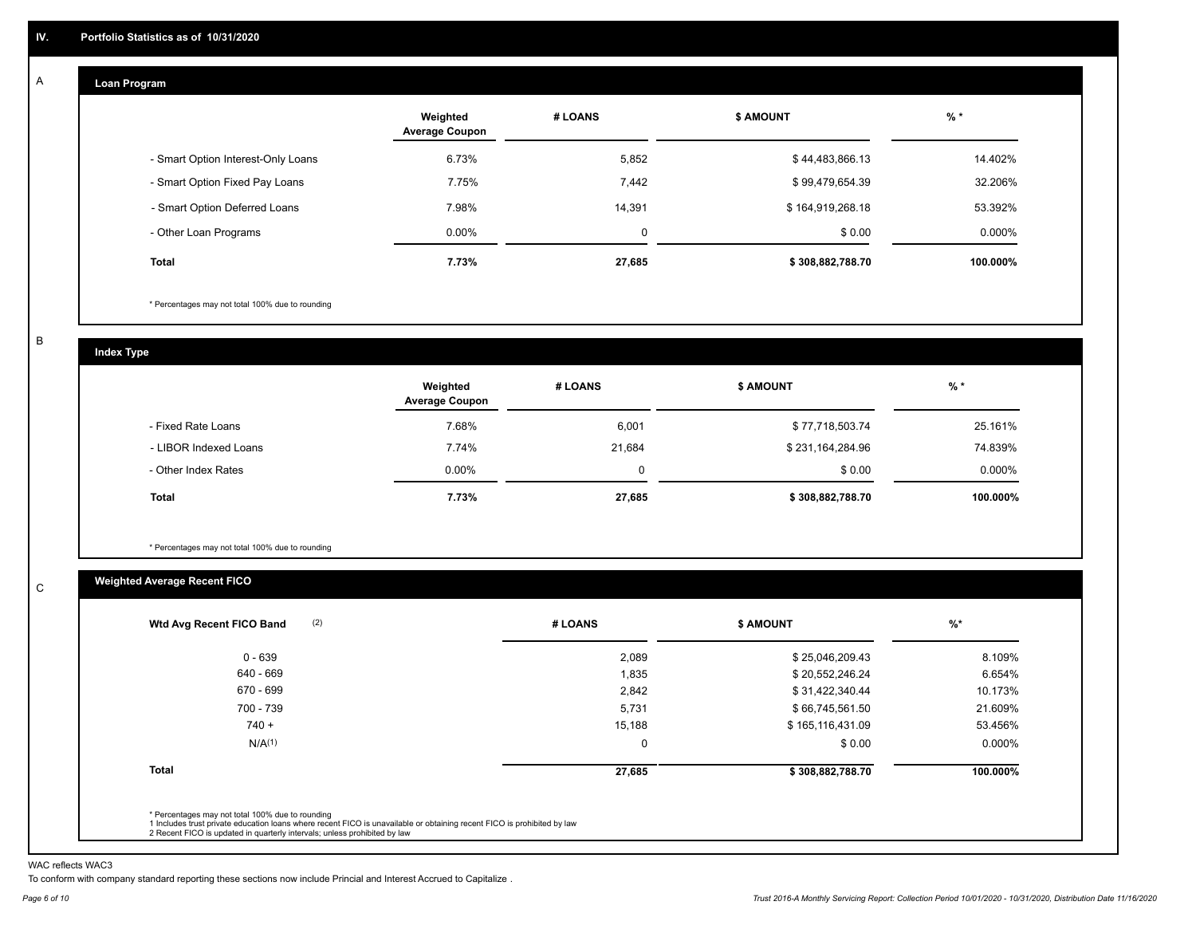## IV. Portfolio Statistics as of 10/31/2020

### A — Loan Program

| | Weighted Average Coupon | # LOANS | $ AMOUNT | % * |
|---|---|---|---|---|
| - Smart Option Interest-Only Loans | 6.73% | 5,852 | $ 44,483,866.13 | 14.402% |
| - Smart Option Fixed Pay Loans | 7.75% | 7,442 | $ 99,479,654.39 | 32.206% |
| - Smart Option Deferred Loans | 7.98% | 14,391 | $ 164,919,268.18 | 53.392% |
| - Other Loan Programs | 0.00% | 0 | $ 0.00 | 0.000% |
| **Total** | **7.73%** | **27,685** | **$ 308,882,788.70** | **100.000%** |

* Percentages may not total 100% due to rounding

### B — Index Type

| | Weighted Average Coupon | # LOANS | $ AMOUNT | % * |
|---|---|---|---|---|
| - Fixed Rate Loans | 7.68% | 6,001 | $ 77,718,503.74 | 25.161% |
| - LIBOR Indexed Loans | 7.74% | 21,684 | $ 231,164,284.96 | 74.839% |
| - Other Index Rates | 0.00% | 0 | $ 0.00 | 0.000% |
| **Total** | **7.73%** | **27,685** | **$ 308,882,788.70** | **100.000%** |

* Percentages may not total 100% due to rounding

### C — Weighted Average Recent FICO

| Wtd Avg Recent FICO Band (2) | # LOANS | $ AMOUNT | %* |
|---|---|---|---|
| 0 - 639 | 2,089 | $ 25,046,209.43 | 8.109% |
| 640 - 669 | 1,835 | $ 20,552,246.24 | 6.654% |
| 670 - 699 | 2,842 | $ 31,422,340.44 | 10.173% |
| 700 - 739 | 5,731 | $ 66,745,561.50 | 21.609% |
| 740 + | 15,188 | $ 165,116,431.09 | 53.456% |
| N/A(1) | 0 | $ 0.00 | 0.000% |
| **Total** | **27,685** | **$ 308,882,788.70** | **100.000%** |

* Percentages may not total 100% due to rounding
1 Includes trust private education loans where recent FICO is unavailable or obtaining recent FICO is prohibited by law
2 Recent FICO is updated in quarterly intervals; unless prohibited by law

WAC reflects WAC3
To conform with company standard reporting these sections now include Princial and Interest Accrued to Capitalize .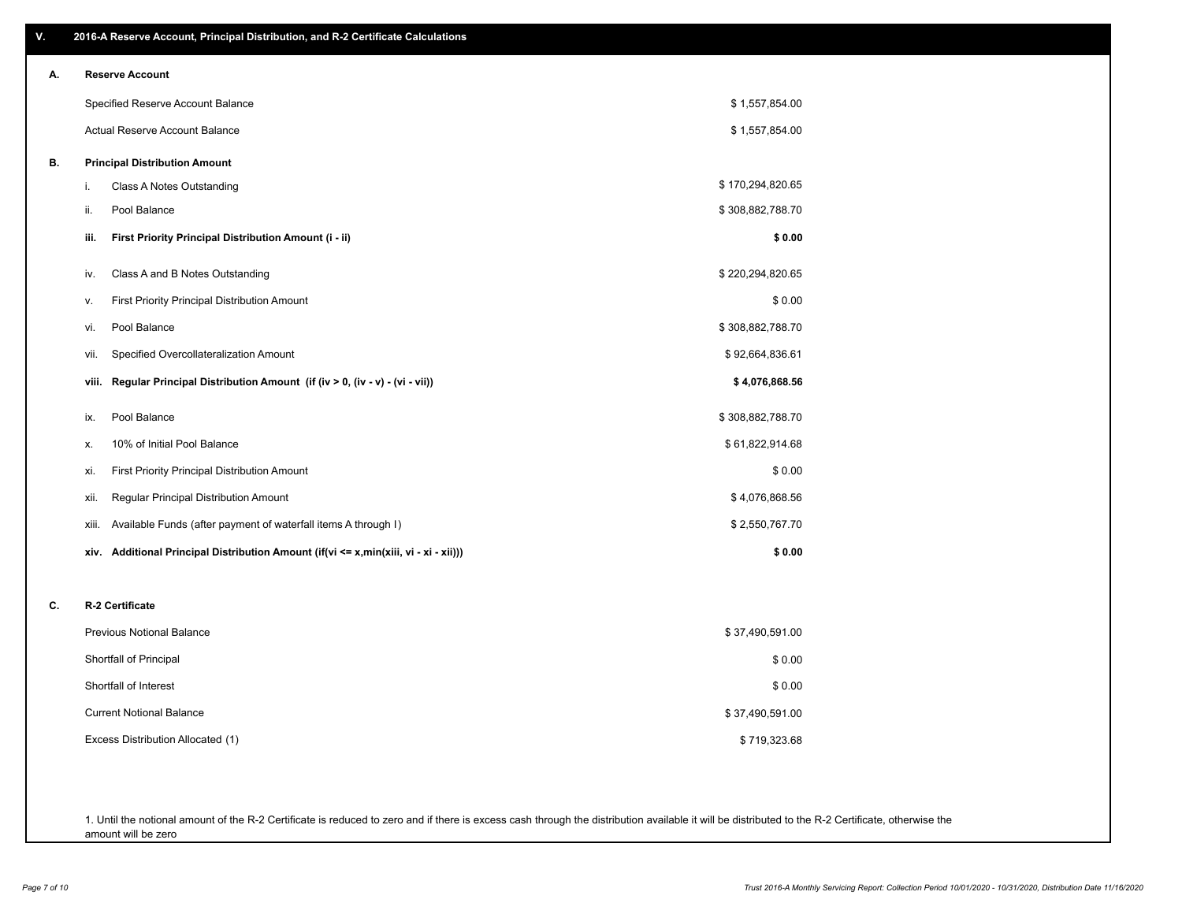## V. 2016-A Reserve Account, Principal Distribution, and R-2 Certificate Calculations

### A. Reserve Account

| | |
|---|---|
| Specified Reserve Account Balance | $ 1,557,854.00 |
| Actual Reserve Account Balance | $ 1,557,854.00 |

### B. Principal Distribution Amount

| | | |
|---|---|---|
| i. | Class A Notes Outstanding | $ 170,294,820.65 |
| ii. | Pool Balance | $ 308,882,788.70 |
| **iii.** | **First Priority Principal Distribution Amount (i - ii)** | **$ 0.00** |
| iv. | Class A and B Notes Outstanding | $ 220,294,820.65 |
| v. | First Priority Principal Distribution Amount | $ 0.00 |
| vi. | Pool Balance | $ 308,882,788.70 |
| vii. | Specified Overcollateralization Amount | $ 92,664,836.61 |
| **viii.** | **Regular Principal Distribution Amount (if (iv > 0, (iv - v) - (vi - vii))** | **$ 4,076,868.56** |
| ix. | Pool Balance | $ 308,882,788.70 |
| x. | 10% of Initial Pool Balance | $ 61,822,914.68 |
| xi. | First Priority Principal Distribution Amount | $ 0.00 |
| xii. | Regular Principal Distribution Amount | $ 4,076,868.56 |
| xiii. | Available Funds (after payment of waterfall items A through I) | $ 2,550,767.70 |
| **xiv.** | **Additional Principal Distribution Amount (if(vi <= x,min(xiii, vi - xi - xii)))** | **$ 0.00** |

### C. R-2 Certificate

| | |
|---|---|
| Previous Notional Balance | $ 37,490,591.00 |
| Shortfall of Principal | $ 0.00 |
| Shortfall of Interest | $ 0.00 |
| Current Notional Balance | $ 37,490,591.00 |
| Excess Distribution Allocated (1) | $ 719,323.68 |

1. Until the notional amount of the R-2 Certificate is reduced to zero and if there is excess cash through the distribution available it will be distributed to the R-2 Certificate, otherwise the amount will be zero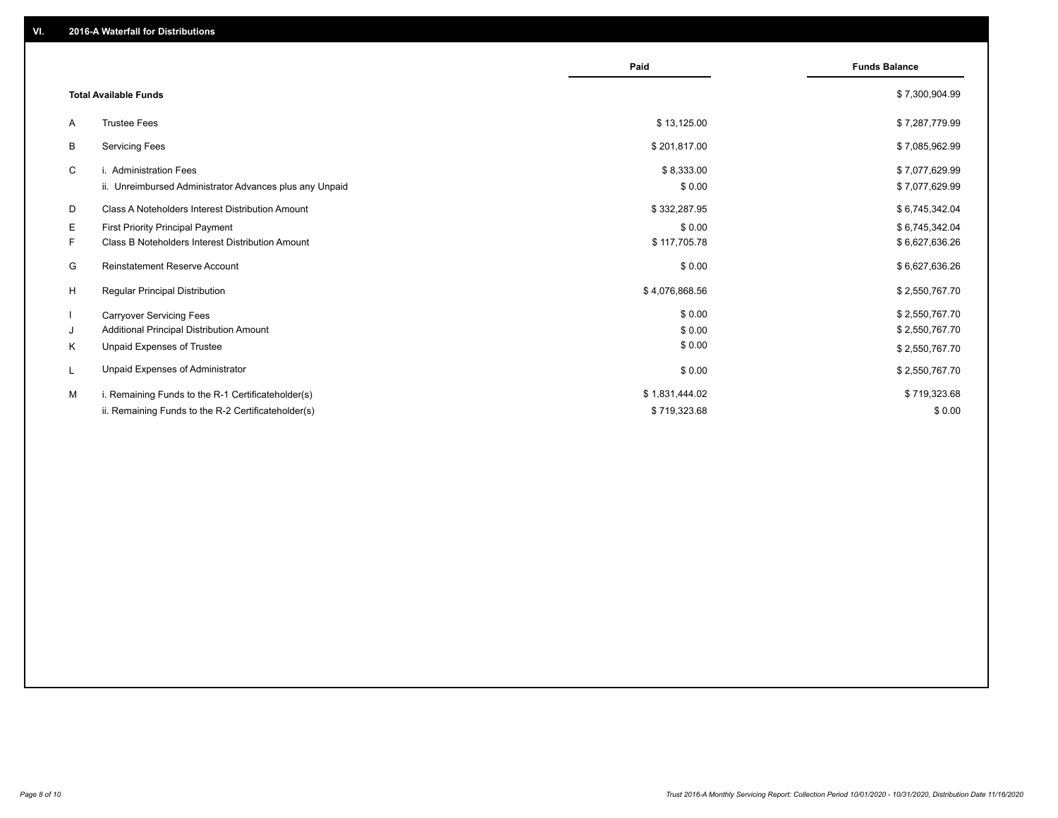## VI. 2016-A Waterfall for Distributions

| | | Paid | Funds Balance |
|---|---|---|---|
| | **Total Available Funds** | | $ 7,300,904.99 |
| A | Trustee Fees | $ 13,125.00 | $ 7,287,779.99 |
| B | Servicing Fees | $ 201,817.00 | $ 7,085,962.99 |
| C | i. Administration Fees | $ 8,333.00 | $ 7,077,629.99 |
| | ii. Unreimbursed Administrator Advances plus any Unpaid | $ 0.00 | $ 7,077,629.99 |
| D | Class A Noteholders Interest Distribution Amount | $ 332,287.95 | $ 6,745,342.04 |
| E | First Priority Principal Payment | $ 0.00 | $ 6,745,342.04 |
| F | Class B Noteholders Interest Distribution Amount | $ 117,705.78 | $ 6,627,636.26 |
| G | Reinstatement Reserve Account | $ 0.00 | $ 6,627,636.26 |
| H | Regular Principal Distribution | $ 4,076,868.56 | $ 2,550,767.70 |
| I | Carryover Servicing Fees | $ 0.00 | $ 2,550,767.70 |
| J | Additional Principal Distribution Amount | $ 0.00 | $ 2,550,767.70 |
| K | Unpaid Expenses of Trustee | $ 0.00 | $ 2,550,767.70 |
| L | Unpaid Expenses of Administrator | $ 0.00 | $ 2,550,767.70 |
| M | i. Remaining Funds to the R-1 Certificateholder(s) | $ 1,831,444.02 | $ 719,323.68 |
| | ii. Remaining Funds to the R-2 Certificateholder(s) | $ 719,323.68 | $ 0.00 |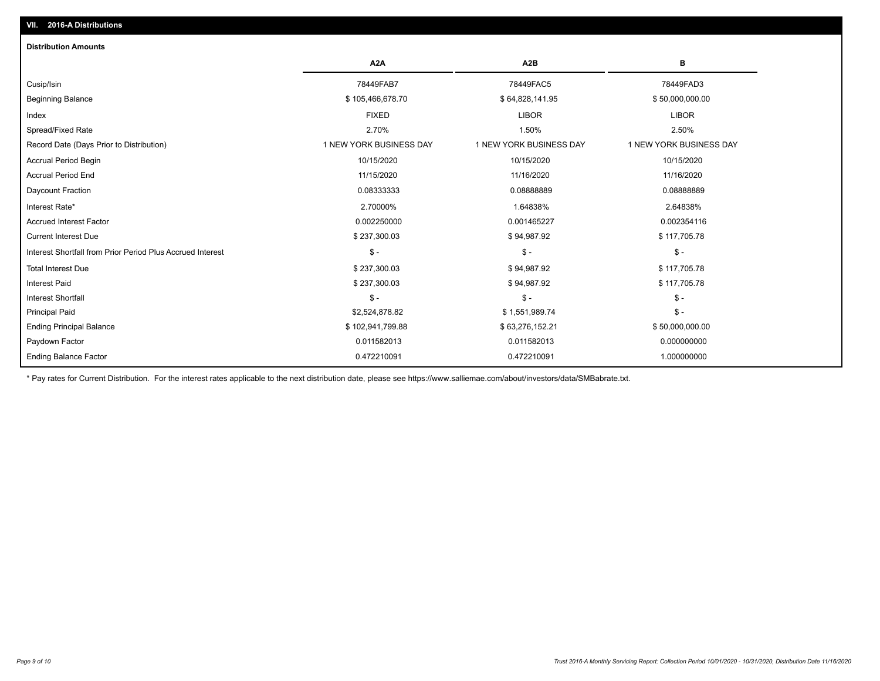## VII. 2016-A Distributions

### Distribution Amounts

| | A2A | A2B | B |
|---|---|---|---|
| Cusip/Isin | 78449FAB7 | 78449FAC5 | 78449FAD3 |
| Beginning Balance | $ 105,466,678.70 | $ 64,828,141.95 | $ 50,000,000.00 |
| Index | FIXED | LIBOR | LIBOR |
| Spread/Fixed Rate | 2.70% | 1.50% | 2.50% |
| Record Date (Days Prior to Distribution) | 1 NEW YORK BUSINESS DAY | 1 NEW YORK BUSINESS DAY | 1 NEW YORK BUSINESS DAY |
| Accrual Period Begin | 10/15/2020 | 10/15/2020 | 10/15/2020 |
| Accrual Period End | 11/15/2020 | 11/16/2020 | 11/16/2020 |
| Daycount Fraction | 0.08333333 | 0.08888889 | 0.08888889 |
| Interest Rate* | 2.70000% | 1.64838% | 2.64838% |
| Accrued Interest Factor | 0.002250000 | 0.001465227 | 0.002354116 |
| Current Interest Due | $ 237,300.03 | $ 94,987.92 | $ 117,705.78 |
| Interest Shortfall from Prior Period Plus Accrued Interest | $ - | $ - | $ - |
| Total Interest Due | $ 237,300.03 | $ 94,987.92 | $ 117,705.78 |
| Interest Paid | $ 237,300.03 | $ 94,987.92 | $ 117,705.78 |
| Interest Shortfall | $ - | $ - | $ - |
| Principal Paid | $2,524,878.82 | $ 1,551,989.74 | $ - |
| Ending Principal Balance | $ 102,941,799.88 | $ 63,276,152.21 | $ 50,000,000.00 |
| Paydown Factor | 0.011582013 | 0.011582013 | 0.000000000 |
| Ending Balance Factor | 0.472210091 | 0.472210091 | 1.000000000 |

* Pay rates for Current Distribution. For the interest rates applicable to the next distribution date, please see https://www.salliemae.com/about/investors/data/SMBabrate.txt.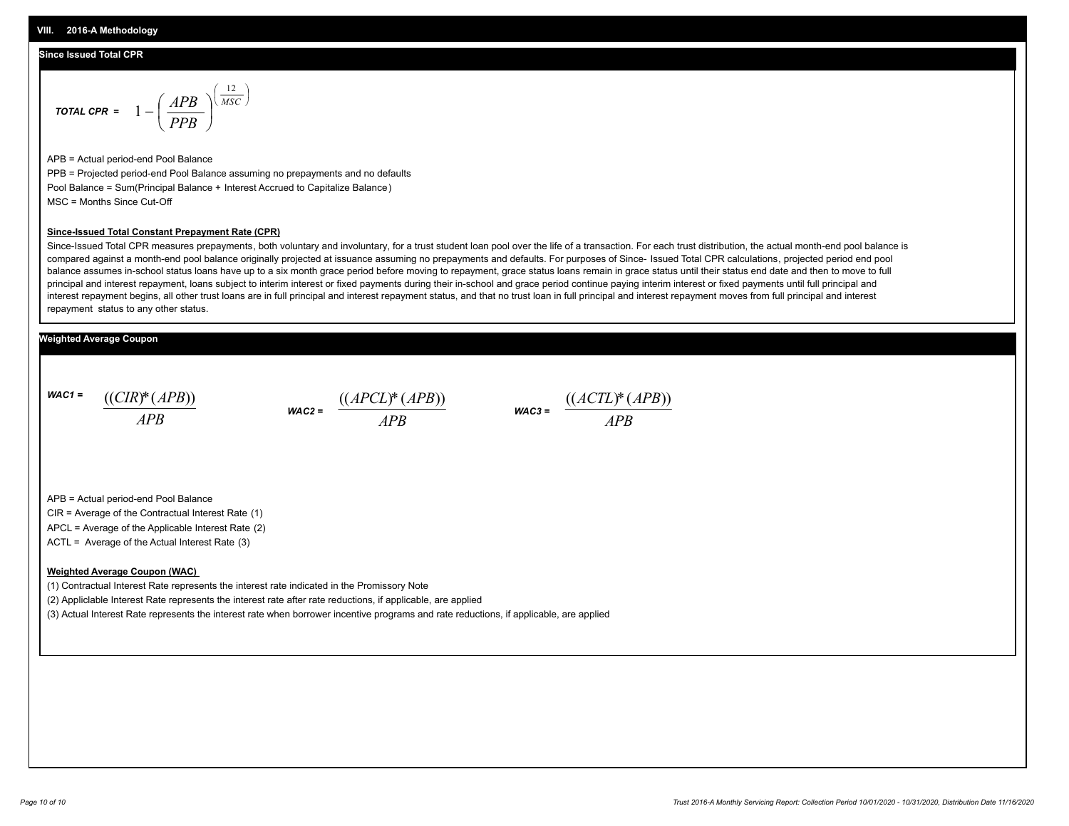## VIII. 2016-A Methodology

### Since Issued Total CPR

$$\textit{TOTAL CPR} = 1 - \left(\frac{APB}{PPB}\right)^{\left(\frac{12}{MSC}\right)}$$

APB = Actual period-end Pool Balance

PPB = Projected period-end Pool Balance assuming no prepayments and no defaults

Pool Balance = Sum(Principal Balance + Interest Accrued to Capitalize Balance)

MSC = Months Since Cut-Off

**Since-Issued Total Constant Prepayment Rate (CPR)**

Since-Issued Total CPR measures prepayments, both voluntary and involuntary, for a trust student loan pool over the life of a transaction. For each trust distribution, the actual month-end pool balance is compared against a month-end pool balance originally projected at issuance assuming no prepayments and defaults. For purposes of Since- Issued Total CPR calculations, projected period end pool balance assumes in-school status loans have up to a six month grace period before moving to repayment, grace status loans remain in grace status until their status end date and then to move to full principal and interest repayment, loans subject to interim interest or fixed payments during their in-school and grace period continue paying interim interest or fixed payments until full principal and interest repayment begins, all other trust loans are in full principal and interest repayment status, and that no trust loan in full principal and interest repayment moves from full principal and interest repayment status to any other status.

### Weighted Average Coupon

$$\textit{WAC1} = \frac{((CIR)*(APB))}{APB} \qquad \textit{WAC2} = \frac{((APCL)*(APB))}{APB} \qquad \textit{WAC3} = \frac{((ACTL)*(APB))}{APB}$$

APB = Actual period-end Pool Balance

CIR = Average of the Contractual Interest Rate (1)

APCL = Average of the Applicable Interest Rate (2)

ACTL = Average of the Actual Interest Rate (3)

**Weighted Average Coupon (WAC)**

(1) Contractual Interest Rate represents the interest rate indicated in the Promissory Note

(2) Appliclable Interest Rate represents the interest rate after rate reductions, if applicable, are applied

(3) Actual Interest Rate represents the interest rate when borrower incentive programs and rate reductions, if applicable, are applied